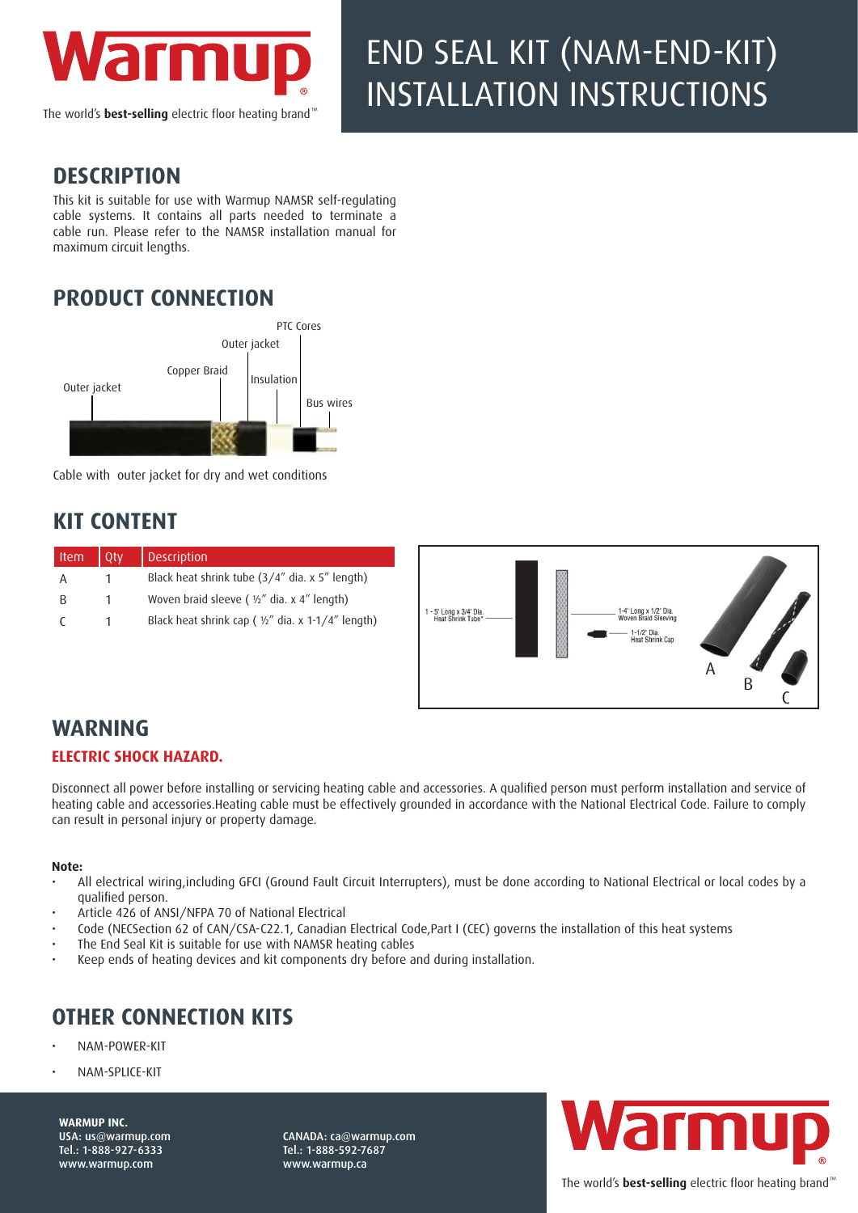# END SEAL KIT (NAM-END-KIT) INSTALLATION INSTRUCTIONS

Warmup
The world's **best-selling** electric floor heating brand™

## DESCRIPTION

This kit is suitable for use with Warmup NAMSR self-regulating cable systems. It contains all parts needed to terminate a cable run. Please refer to the NAMSR installation manual for maximum circuit lengths.

## PRODUCT CONNECTION

Outer jacket, Copper Braid, Outer jacket, Insulation, PTC Cores, Bus wires

Cable with outer jacket for dry and wet conditions

## KIT CONTENT

| Item | Qty | Description |
|---|---|---|
| A | 1 | Black heat shrink tube (3/4" dia. x 5" length) |
| B | 1 | Woven braid sleeve ( ½" dia. x 4" length) |
| C | 1 | Black heat shrink cap ( ½" dia. x 1-1/4" length) |

1 - 5' Long x 3/4' Dia. Heat Shrink Tube*
1-4' Long x 1/2' Dia. Woven Braid Sleeving
1-1/2' Dia. Heat Shrink Cap
A B C

## WARNING

**ELECTRIC SHOCK HAZARD.**

Disconnect all power before installing or servicing heating cable and accessories. A qualified person must perform installation and service of heating cable and accessories.Heating cable must be effectively grounded in accordance with the National Electrical Code. Failure to comply can result in personal injury or property damage.

**Note:**

- All electrical wiring,including GFCI (Ground Fault Circuit Interrupters), must be done according to National Electrical or local codes by a qualified person.
- Article 422 of ANSI/NFPA 70 of National Electrical
- Code (NECSection 62 of CAN/CSA-C22.1, Canadian Electrical Code,Part I (CEC) governs the installation of this heat systems
- The End Seal Kit is suitable for use with NAMSR heating cables
- Keep ends of heating devices and kit components dry before and during installation.

## OTHER CONNECTION KITS

- NAM-POWER-KIT
- NAM-SPLICE-KIT

**WARMUP INC.**
USA: us@warmup.com
Tel.: 1-888-927-6333
www.warmup.com

CANADA: ca@warmup.com
Tel.: 1-888-592-7687
www.warmup.ca

Warmup
The world's **best-selling** electric floor heating brand™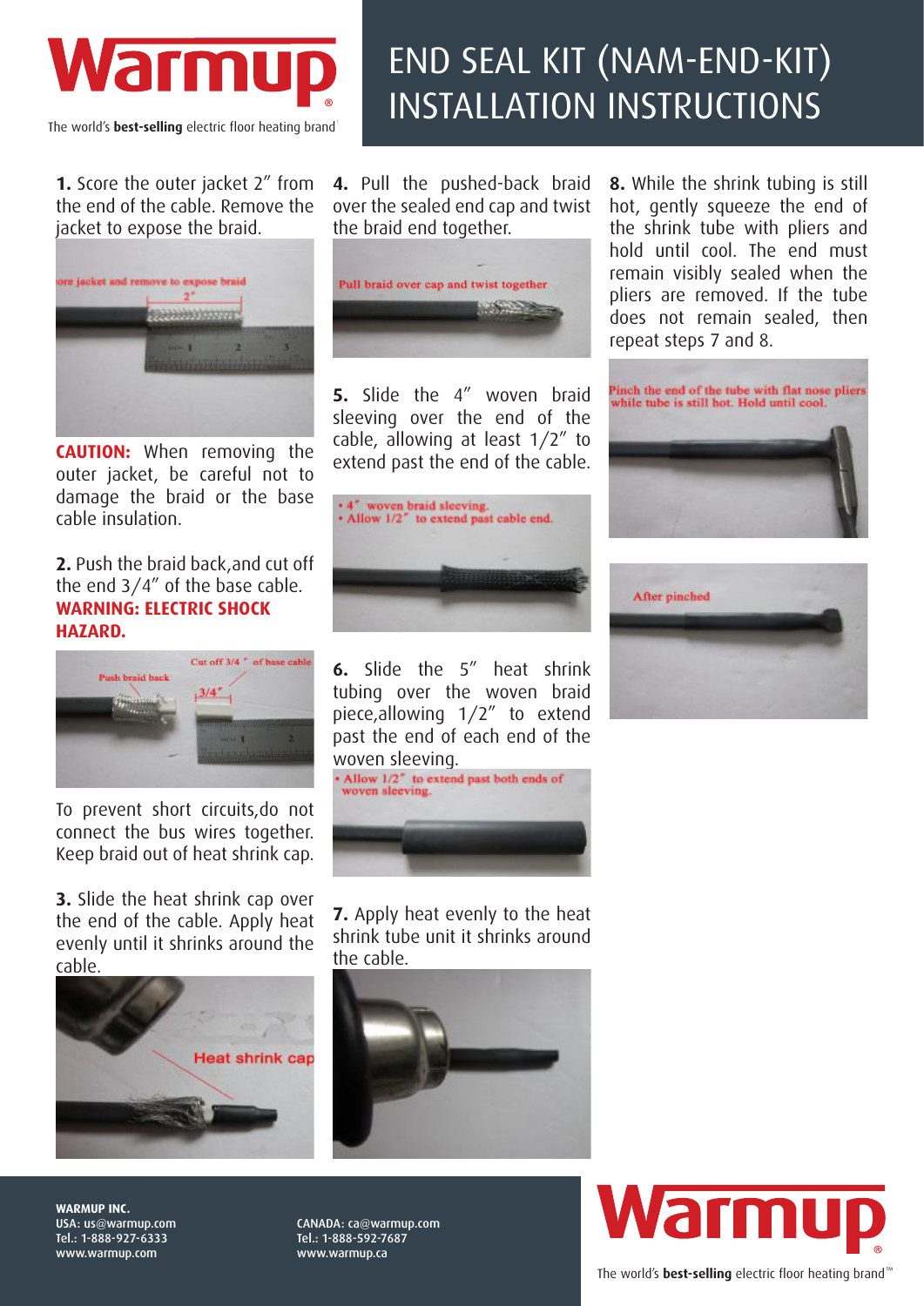# END SEAL KIT (NAM-END-KIT) INSTALLATION INSTRUCTIONS

**1.** Score the outer jacket 2" from the end of the cable. Remove the jacket to expose the braid.

Score jacket and remove to expose braid

2"

**CAUTION:** When removing the outer jacket, be careful not to damage the braid or the base cable insulation.

**2.** Push the braid back,and cut off the end 3/4" of the base cable.
**WARNING: ELECTRIC SHOCK HAZARD.**

Push braid back

Cut off 3/4" of base cable

3/4"

To prevent short circuits,do not connect the bus wires together. Keep braid out of heat shrink cap.

**3.** Slide the heat shrink cap over the end of the cable. Apply heat evenly until it shrinks around the cable.

Heat shrink cap

**4.** Pull the pushed-back braid over the sealed end cap and twist the braid end together.

Pull braid over cap and twist together

**5.** Slide the 4" woven braid sleeving over the end of the cable, allowing at least 1/2" to extend past the end of the cable.

- 4" woven braid sleeving.
- Allow 1/2" to extend past cable end.

**6.** Slide the 5" heat shrink tubing over the woven braid piece,allowing 1/2" to extend past the end of each end of the woven sleeving.

- Allow 1/2" to extend past both ends of woven sleeving.

**7.** Apply heat evenly to the heat shrink tube unit it shrinks around the cable.

**8.** While the shrink tubing is still hot, gently squeeze the end of the shrink tube with pliers and hold until cool. The end must remain visibly sealed when the pliers are removed. If the tube does not remain sealed, then repeat steps 7 and 8.

Pinch the end of the tube with flat nose pliers while tube is still hot. Hold until cool.

After pinched

**WARMUP INC.**
USA: us@warmup.com
Tel.: 1-888-927-6333
www.warmup.com

CANADA: ca@warmup.com
Tel.: 1-888-592-7687
www.warmup.ca

Warmup
The world's **best-selling** electric floor heating brand™